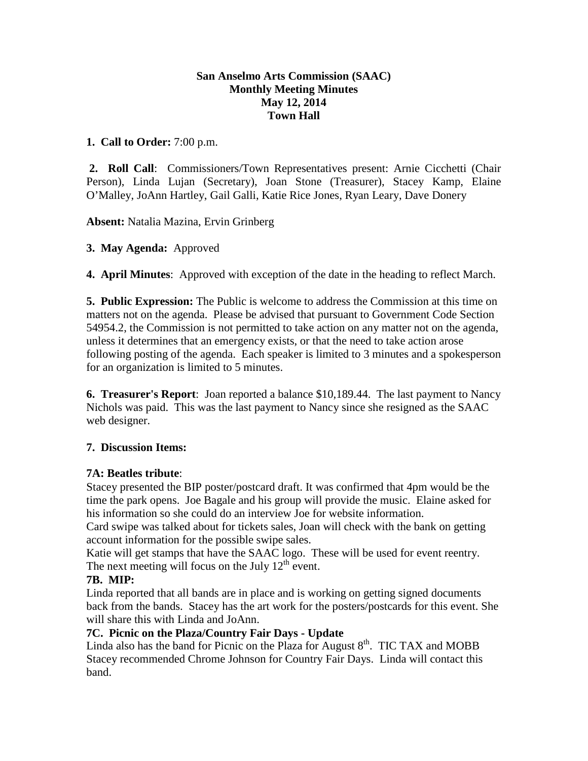**San Anselmo Arts Commission (SAAC)**
**Monthly Meeting Minutes**
**May 12, 2014**
**Town Hall**

**1. Call to Order:** 7:00 p.m.

**2. Roll Call**: Commissioners/Town Representatives present: Arnie Cicchetti (Chair Person), Linda Lujan (Secretary), Joan Stone (Treasurer), Stacey Kamp, Elaine O'Malley, JoAnn Hartley, Gail Galli, Katie Rice Jones, Ryan Leary, Dave Donery

**Absent:** Natalia Mazina, Ervin Grinberg

**3. May Agenda:** Approved

**4. April Minutes**: Approved with exception of the date in the heading to reflect March.

**5. Public Expression:** The Public is welcome to address the Commission at this time on matters not on the agenda. Please be advised that pursuant to Government Code Section 54954.2, the Commission is not permitted to take action on any matter not on the agenda, unless it determines that an emergency exists, or that the need to take action arose following posting of the agenda. Each speaker is limited to 3 minutes and a spokesperson for an organization is limited to 5 minutes.

**6. Treasurer's Report**: Joan reported a balance $10,189.44. The last payment to Nancy Nichols was paid. This was the last payment to Nancy since she resigned as the SAAC web designer.

**7. Discussion Items:**

**7A: Beatles tribute**:

Stacey presented the BIP poster/postcard draft. It was confirmed that 4pm would be the time the park opens. Joe Bagale and his group will provide the music. Elaine asked for his information so she could do an interview Joe for website information.

Card swipe was talked about for tickets sales, Joan will check with the bank on getting account information for the possible swipe sales.

Katie will get stamps that have the SAAC logo. These will be used for event reentry.

The next meeting will focus on the July 12th event.

**7B. MIP:**

Linda reported that all bands are in place and is working on getting signed documents back from the bands. Stacey has the art work for the posters/postcards for this event. She will share this with Linda and JoAnn.

**7C. Picnic on the Plaza/Country Fair Days - Update**

Linda also has the band for Picnic on the Plaza for August 8th. TIC TAX and MOBB Stacey recommended Chrome Johnson for Country Fair Days. Linda will contact this band.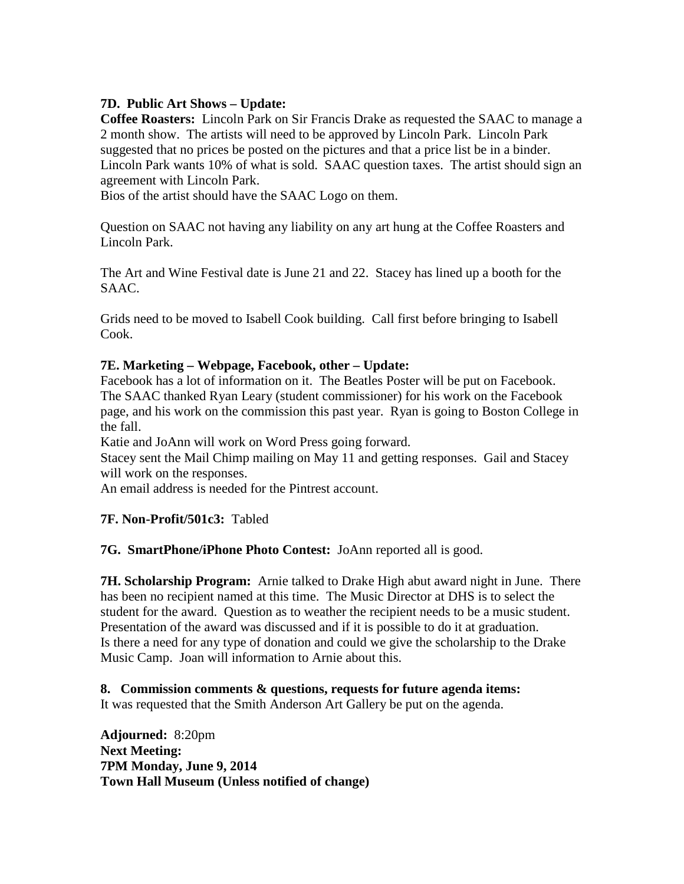**7D. Public Art Shows – Update:**

**Coffee Roasters:** Lincoln Park on Sir Francis Drake as requested the SAAC to manage a 2 month show. The artists will need to be approved by Lincoln Park. Lincoln Park suggested that no prices be posted on the pictures and that a price list be in a binder. Lincoln Park wants 10% of what is sold. SAAC question taxes. The artist should sign an agreement with Lincoln Park.
Bios of the artist should have the SAAC Logo on them.

Question on SAAC not having any liability on any art hung at the Coffee Roasters and Lincoln Park.

The Art and Wine Festival date is June 21 and 22. Stacey has lined up a booth for the SAAC.

Grids need to be moved to Isabell Cook building. Call first before bringing to Isabell Cook.

**7E. Marketing – Webpage, Facebook, other – Update:**

Facebook has a lot of information on it. The Beatles Poster will be put on Facebook. The SAAC thanked Ryan Leary (student commissioner) for his work on the Facebook page, and his work on the commission this past year. Ryan is going to Boston College in the fall.
Katie and JoAnn will work on Word Press going forward.
Stacey sent the Mail Chimp mailing on May 11 and getting responses. Gail and Stacey will work on the responses.
An email address is needed for the Pintrest account.

**7F. Non-Profit/501c3:** Tabled

**7G. SmartPhone/iPhone Photo Contest:** JoAnn reported all is good.

**7H. Scholarship Program:** Arnie talked to Drake High abut award night in June. There has been no recipient named at this time. The Music Director at DHS is to select the student for the award. Question as to weather the recipient needs to be a music student. Presentation of the award was discussed and if it is possible to do it at graduation.
Is there a need for any type of donation and could we give the scholarship to the Drake Music Camp. Joan will information to Arnie about this.

**8. Commission comments & questions, requests for future agenda items:**
It was requested that the Smith Anderson Art Gallery be put on the agenda.

**Adjourned:** 8:20pm
**Next Meeting:**
**7PM Monday, June 9, 2014**
**Town Hall Museum (Unless notified of change)**